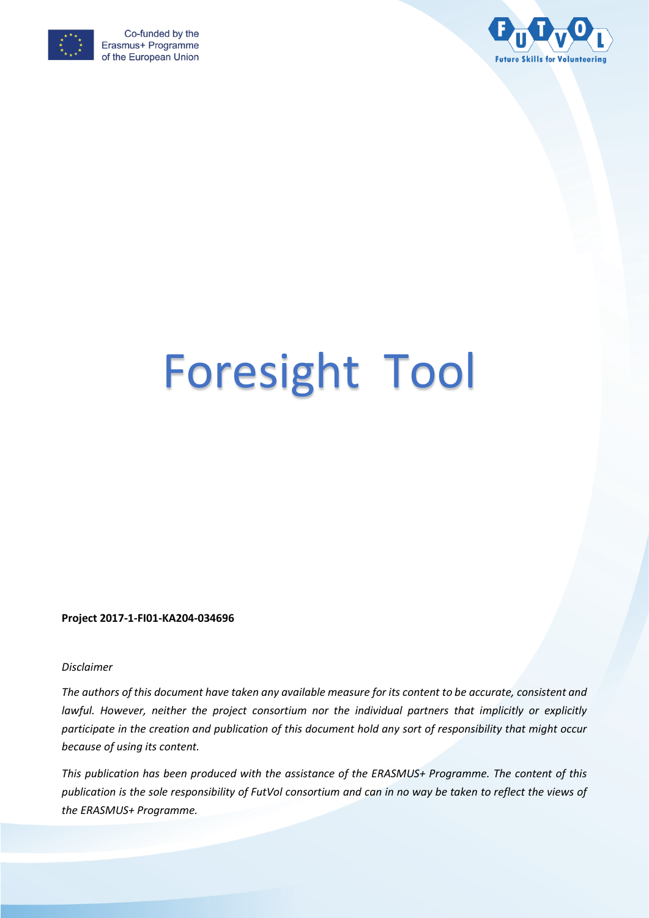Co-funded by the Erasmus+ Programme of the European Union

FUTVOL Future Skills for Volunteering

# Foresight Tool

**Project 2017-1-FI01-KA204-034696**

*Disclaimer*

*The authors of this document have taken any available measure for its content to be accurate, consistent and lawful. However, neither the project consortium nor the individual partners that implicitly or explicitly participate in the creation and publication of this document hold any sort of responsibility that might occur because of using its content.*

*This publication has been produced with the assistance of the ERASMUS+ Programme. The content of this publication is the sole responsibility of FutVol consortium and can in no way be taken to reflect the views of the ERASMUS+ Programme.*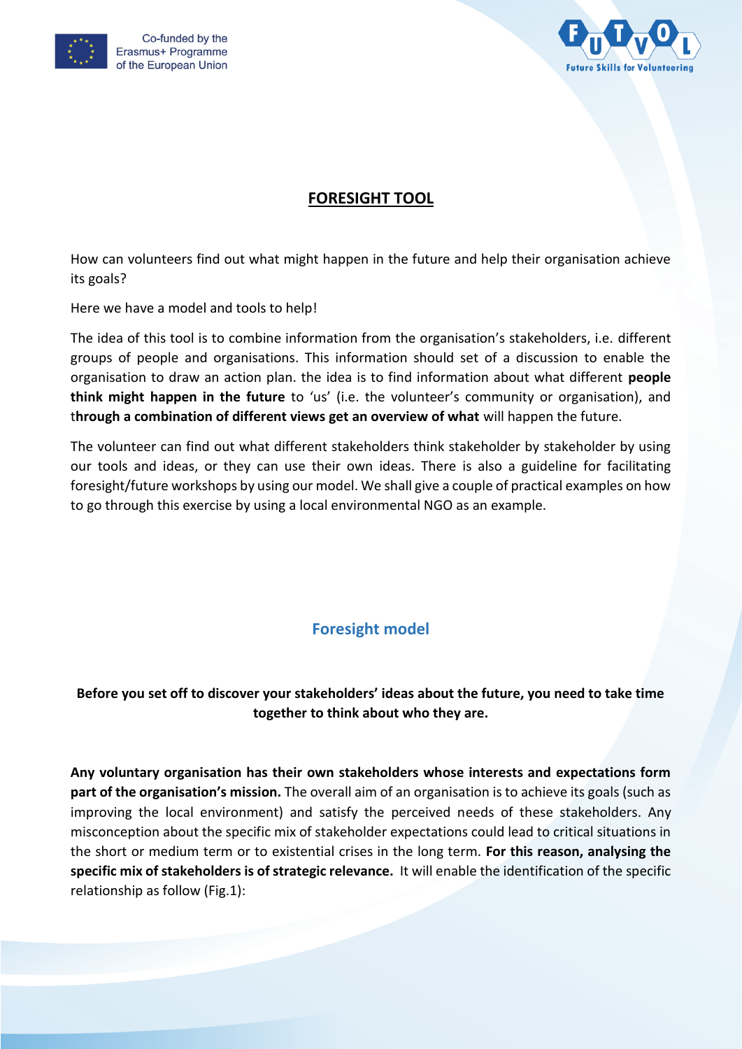# FORESIGHT TOOL

How can volunteers find out what might happen in the future and help their organisation achieve its goals?

Here we have a model and tools to help!

The idea of this tool is to combine information from the organisation's stakeholders, i.e. different groups of people and organisations. This information should set of a discussion to enable the organisation to draw an action plan. the idea is to find information about what different **people think might happen in the future** to 'us' (i.e. the volunteer's community or organisation), and **through a combination of different views get an overview of what** will happen the future.

The volunteer can find out what different stakeholders think stakeholder by stakeholder by using our tools and ideas, or they can use their own ideas. There is also a guideline for facilitating foresight/future workshops by using our model. We shall give a couple of practical examples on how to go through this exercise by using a local environmental NGO as an example.

## Foresight model

**Before you set off to discover your stakeholders' ideas about the future, you need to take time together to think about who they are.**

**Any voluntary organisation has their own stakeholders whose interests and expectations form part of the organisation's mission.** The overall aim of an organisation is to achieve its goals (such as improving the local environment) and satisfy the perceived needs of these stakeholders. Any misconception about the specific mix of stakeholder expectations could lead to critical situations in the short or medium term or to existential crises in the long term. **For this reason, analysing the specific mix of stakeholders is of strategic relevance.** It will enable the identification of the specific relationship as follow (Fig.1):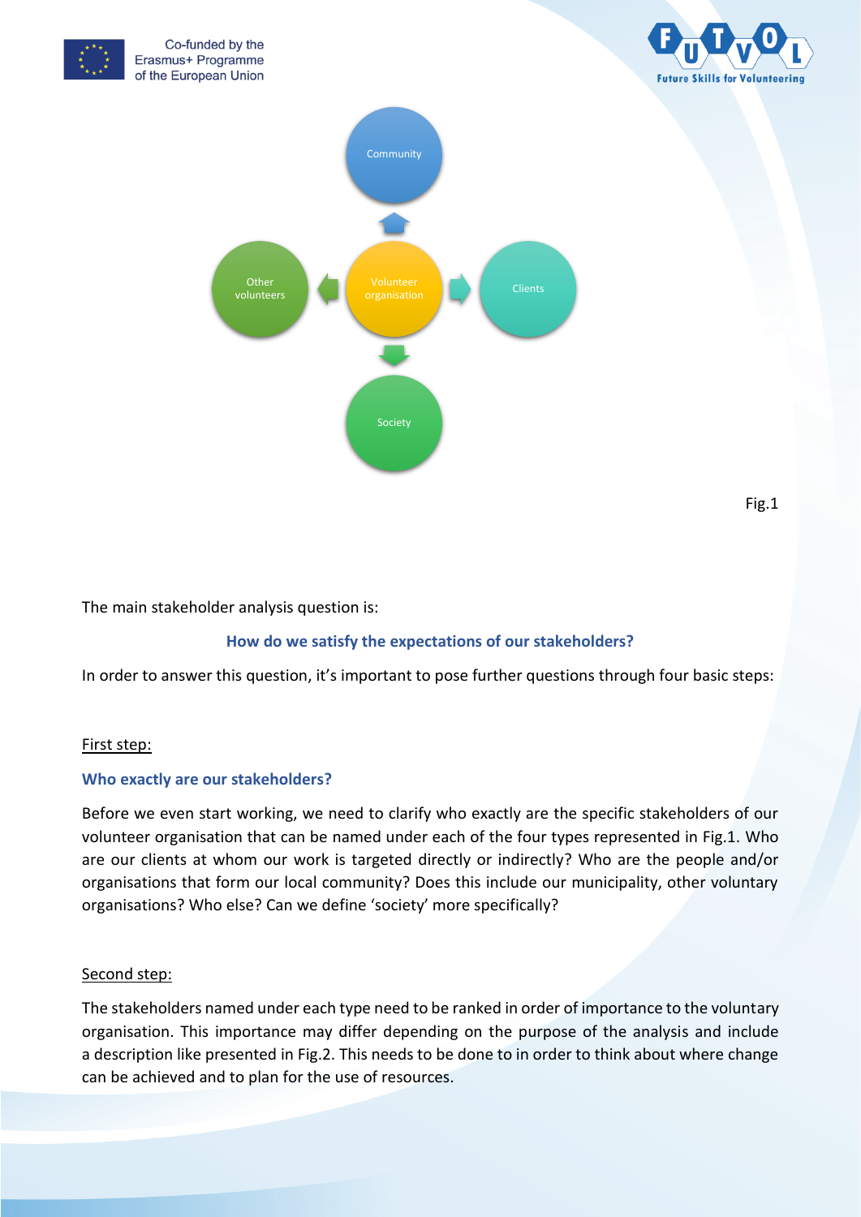Community

Other volunteers

Volunteer organisation

Clients

Society

Fig.1

The main stakeholder analysis question is:

**How do we satisfy the expectations of our stakeholders?**

In order to answer this question, it's important to pose further questions through four basic steps:

First step:

**Who exactly are our stakeholders?**

Before we even start working, we need to clarify who exactly are the specific stakeholders of our volunteer organisation that can be named under each of the four types represented in Fig.1. Who are our clients at whom our work is targeted directly or indirectly? Who are the people and/or organisations that form our local community? Does this include our municipality, other voluntary organisations? Who else? Can we define 'society' more specifically?

Second step:

The stakeholders named under each type need to be ranked in order of importance to the voluntary organisation. This importance may differ depending on the purpose of the analysis and include a description like presented in Fig.2. This needs to be done to in order to think about where change can be achieved and to plan for the use of resources.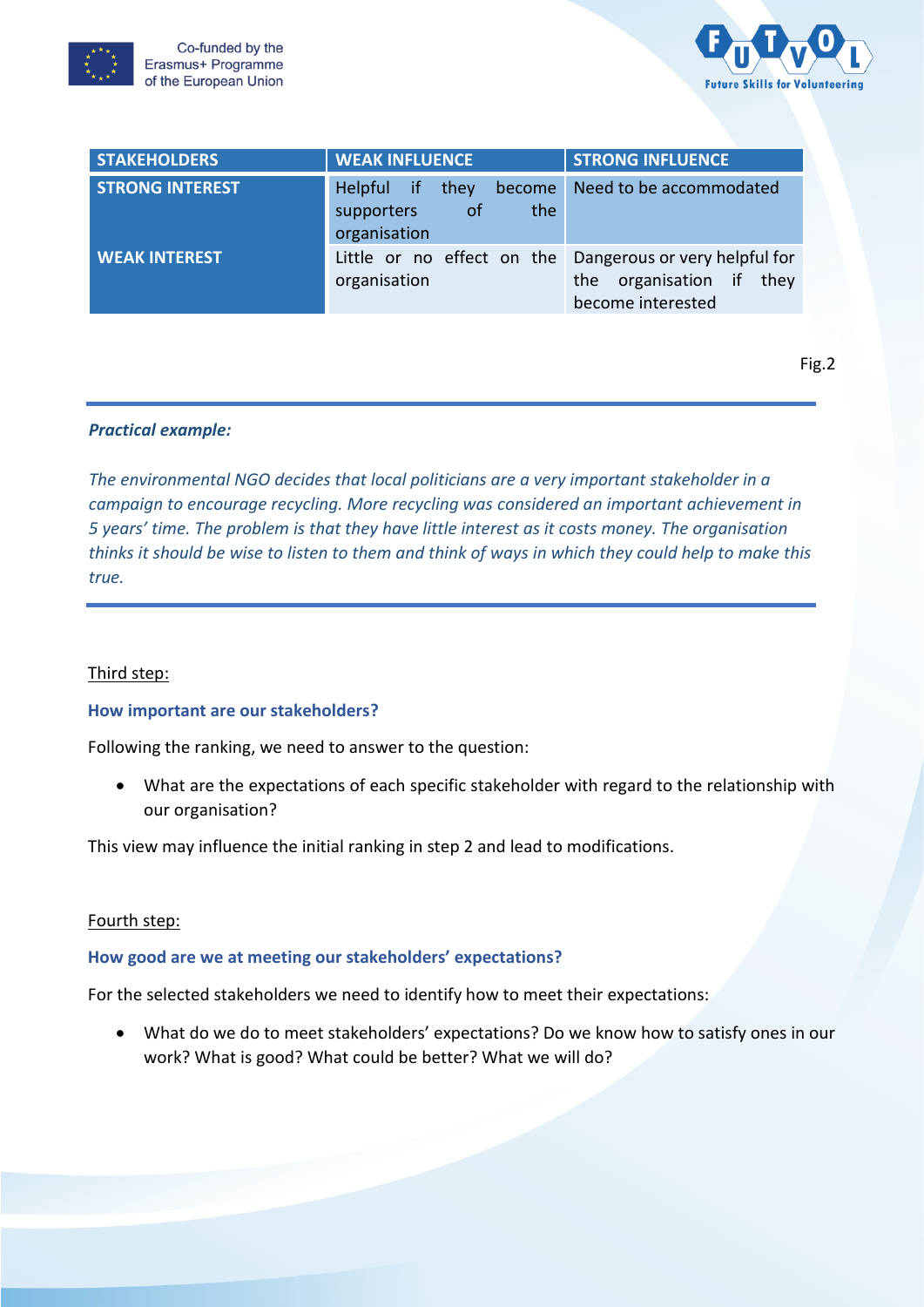| STAKEHOLDERS | WEAK INFLUENCE | STRONG INFLUENCE |
|---|---|---|
| **STRONG INTEREST** | Helpful if they become supporters of the organisation | Need to be accommodated |
| **WEAK INTEREST** | Little or no effect on the organisation | Dangerous or very helpful for the organisation if they become interested |

Fig.2

***Practical example:***

*The environmental NGO decides that local politicians are a very important stakeholder in a campaign to encourage recycling. More recycling was considered an important achievement in 5 years' time. The problem is that they have little interest as it costs money. The organisation thinks it should be wise to listen to them and think of ways in which they could help to make this true.*

Third step:

### How important are our stakeholders?

Following the ranking, we need to answer to the question:

- What are the expectations of each specific stakeholder with regard to the relationship with our organisation?

This view may influence the initial ranking in step 2 and lead to modifications.

Fourth step:

### How good are we at meeting our stakeholders' expectations?

For the selected stakeholders we need to identify how to meet their expectations:

- What do we do to meet stakeholders' expectations? Do we know how to satisfy ones in our work? What is good? What could be better? What we will do?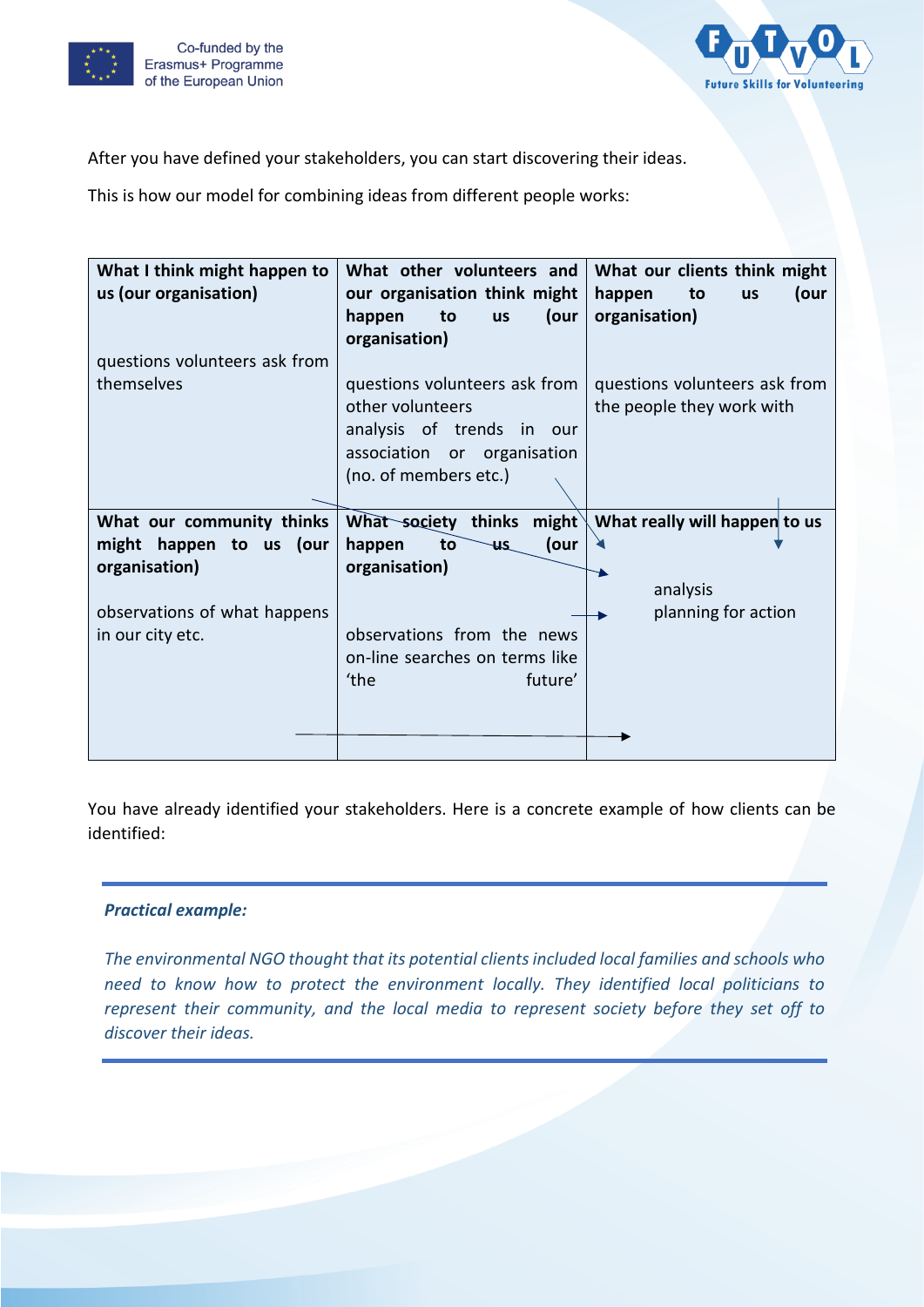After you have defined your stakeholders, you can start discovering their ideas.

This is how our model for combining ideas from different people works:

| **What I think might happen to us (our organisation)**<br><br>questions volunteers ask from themselves | **What other volunteers and our organisation think might happen to us (our organisation)**<br><br>questions volunteers ask from other volunteers<br>analysis of trends in our association or organisation (no. of members etc.) | **What our clients think might happen to us (our organisation)**<br><br>questions volunteers ask from the people they work with |
|---|---|---|
| **What our community thinks might happen to us (our organisation)**<br><br>observations of what happens in our city etc. | **What society thinks might happen to us (our organisation)**<br><br>observations from the news<br>on-line searches on terms like 'the future' | **What really will happen to us**<br><br>analysis<br>planning for action |

You have already identified your stakeholders. Here is a concrete example of how clients can be identified:

***Practical example:***

*The environmental NGO thought that its potential clients included local families and schools who need to know how to protect the environment locally. They identified local politicians to represent their community, and the local media to represent society before they set off to discover their ideas.*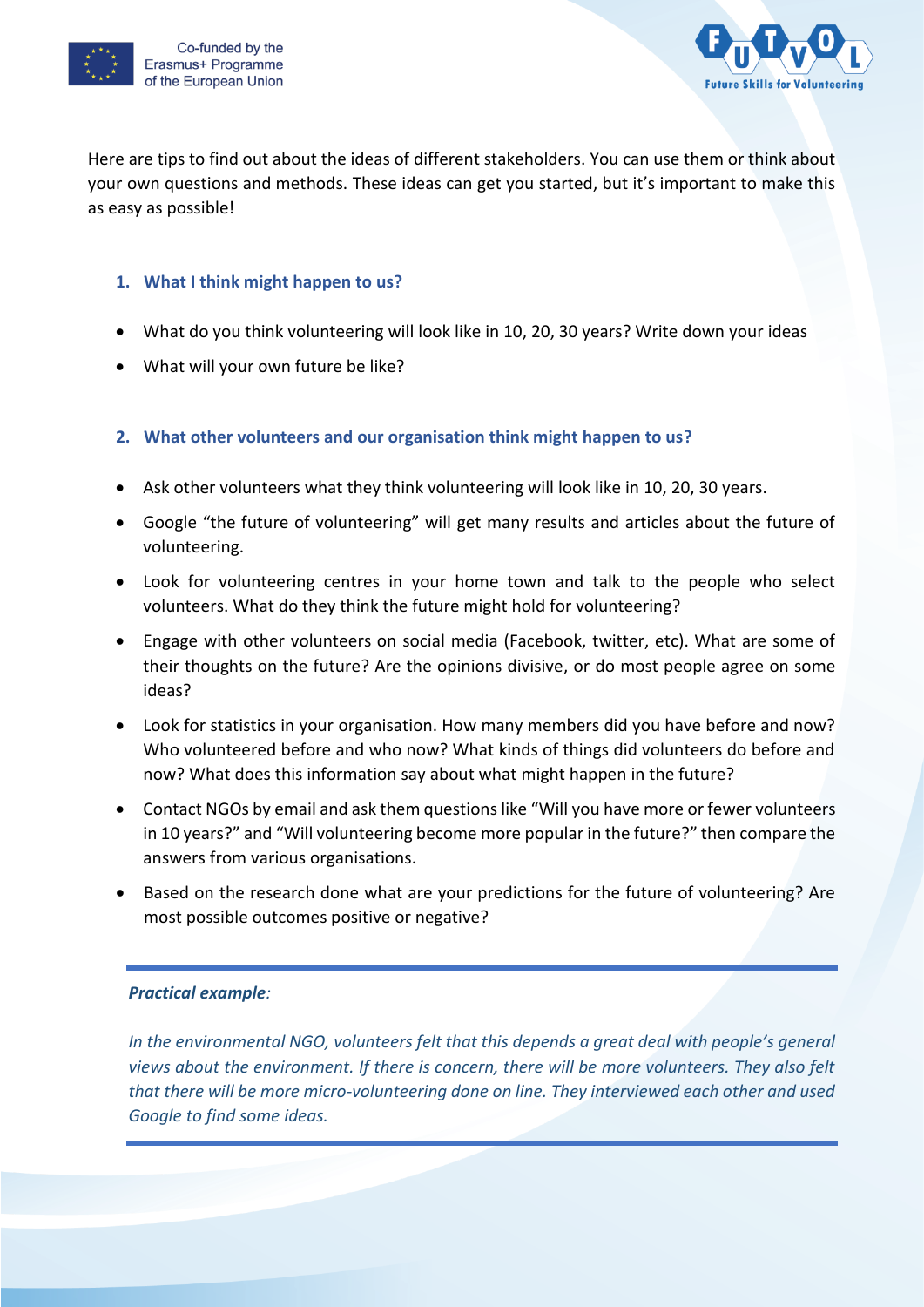Here are tips to find out about the ideas of different stakeholders. You can use them or think about your own questions and methods. These ideas can get you started, but it's important to make this as easy as possible!

### 1. What I think might happen to us?

- What do you think volunteering will look like in 10, 20, 30 years? Write down your ideas
- What will your own future be like?

### 2. What other volunteers and our organisation think might happen to us?

- Ask other volunteers what they think volunteering will look like in 10, 20, 30 years.
- Google "the future of volunteering" will get many results and articles about the future of volunteering.
- Look for volunteering centres in your home town and talk to the people who select volunteers. What do they think the future might hold for volunteering?
- Engage with other volunteers on social media (Facebook, twitter, etc). What are some of their thoughts on the future? Are the opinions divisive, or do most people agree on some ideas?
- Look for statistics in your organisation. How many members did you have before and now? Who volunteered before and who now? What kinds of things did volunteers do before and now? What does this information say about what might happen in the future?
- Contact NGOs by email and ask them questions like "Will you have more or fewer volunteers in 10 years?" and "Will volunteering become more popular in the future?" then compare the answers from various organisations.
- Based on the research done what are your predictions for the future of volunteering? Are most possible outcomes positive or negative?

---

***Practical example:***

*In the environmental NGO, volunteers felt that this depends a great deal with people's general views about the environment. If there is concern, there will be more volunteers. They also felt that there will be more micro-volunteering done on line. They interviewed each other and used Google to find some ideas.*

---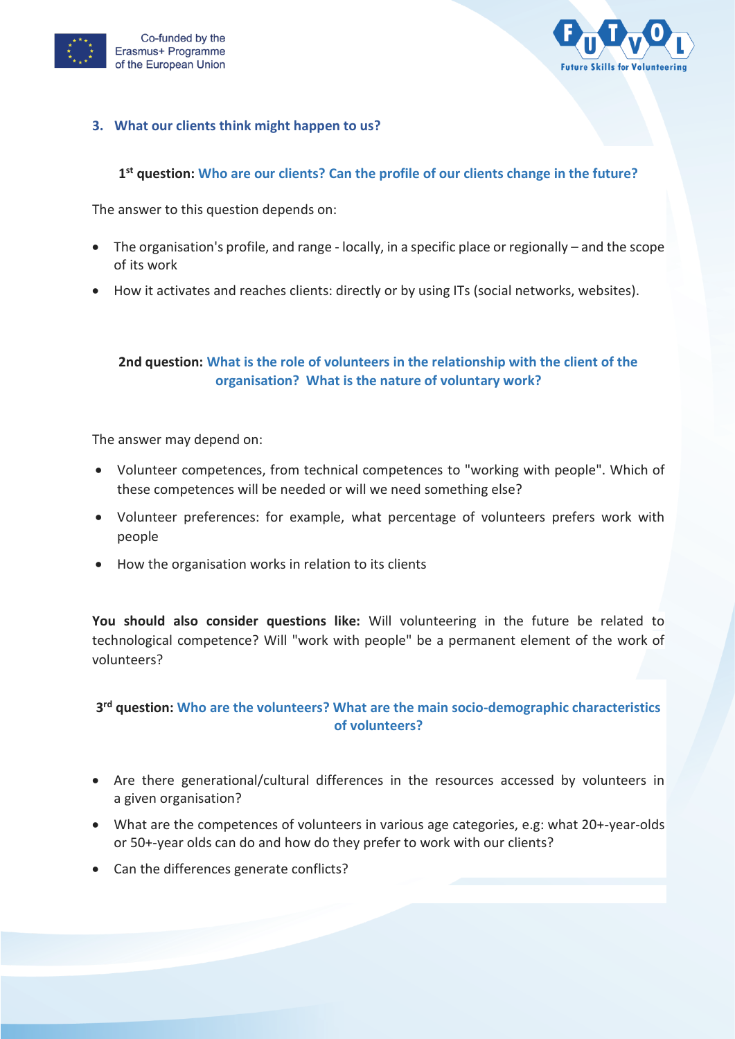## 3. What our clients think might happen to us?

### 1st question: Who are our clients? Can the profile of our clients change in the future?

The answer to this question depends on:

- The organisation's profile, and range - locally, in a specific place or regionally – and the scope of its work
- How it activates and reaches clients: directly or by using ITs (social networks, websites).

### 2nd question: What is the role of volunteers in the relationship with the client of the organisation? What is the nature of voluntary work?

The answer may depend on:

- Volunteer competences, from technical competences to "working with people". Which of these competences will be needed or will we need something else?
- Volunteer preferences: for example, what percentage of volunteers prefers work with people
- How the organisation works in relation to its clients

**You should also consider questions like:** Will volunteering in the future be related to technological competence? Will "work with people" be a permanent element of the work of voluntary work?

### 3rd question: Who are the volunteers? What are the main socio-demographic characteristics of volunteers?

- Are there generational/cultural differences in the resources accessed by volunteers in a given organisation?
- What are the competences of volunteers in various age categories, e.g: what 20+-year-olds or 50+-year olds can do and how do they prefer to work with our clients?
- Can the differences generate conflicts?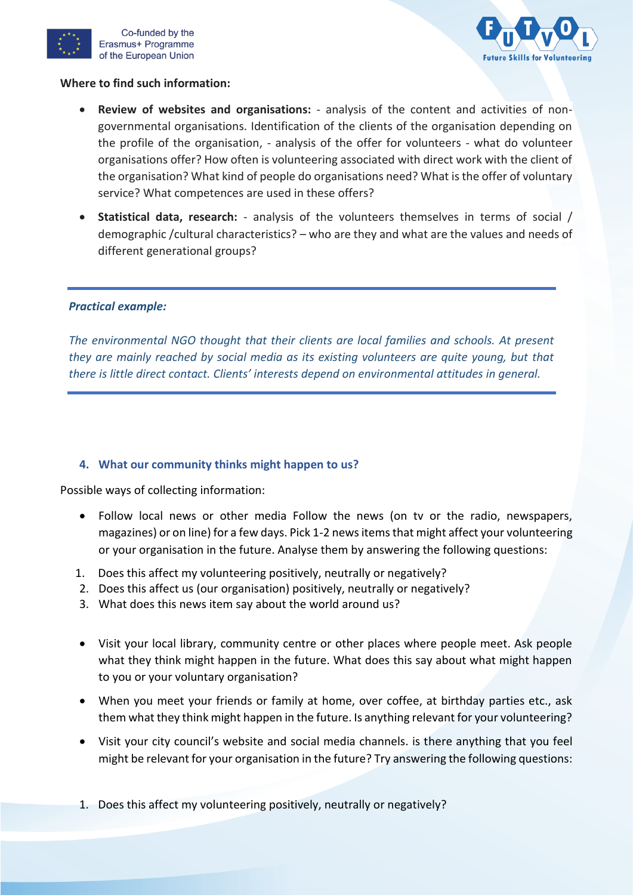**Where to find such information:**

- **Review of websites and organisations:** - analysis of the content and activities of non-governmental organisations. Identification of the clients of the organisation depending on the profile of the organisation, - analysis of the offer for volunteers - what do volunteer organisations offer? How often is volunteering associated with direct work with the client of the organisation? What kind of people do organisations need? What is the offer of voluntary service? What competences are used in these offers?
- **Statistical data, research:** - analysis of the volunteers themselves in terms of social / demographic /cultural characteristics? – who are they and what are the values and needs of different generational groups?

---

***Practical example:***

*The environmental NGO thought that their clients are local families and schools. At present they are mainly reached by social media as its existing volunteers are quite young, but that there is little direct contact. Clients' interests depend on environmental attitudes in general.*

---

### 4. What our community thinks might happen to us?

Possible ways of collecting information:

- Follow local news or other media Follow the news (on tv or the radio, newspapers, magazines) or on line) for a few days. Pick 1-2 news items that might affect your volunteering or your organisation in the future. Analyse them by answering the following questions:

1. Does this affect my volunteering positively, neutrally or negatively?
2. Does this affect us (our organisation) positively, neutrally or negatively?
3. What does this news item say about the world around us?

- Visit your local library, community centre or other places where people meet. Ask people what they think might happen in the future. What does this say about what might happen to you or your voluntary organisation?
- When you meet your friends or family at home, over coffee, at birthday parties etc., ask them what they think might happen in the future. Is anything relevant for your volunteering?
- Visit your city council's website and social media channels. is there anything that you feel might be relevant for your organisation in the future? Try answering the following questions:

1. Does this affect my volunteering positively, neutrally or negatively?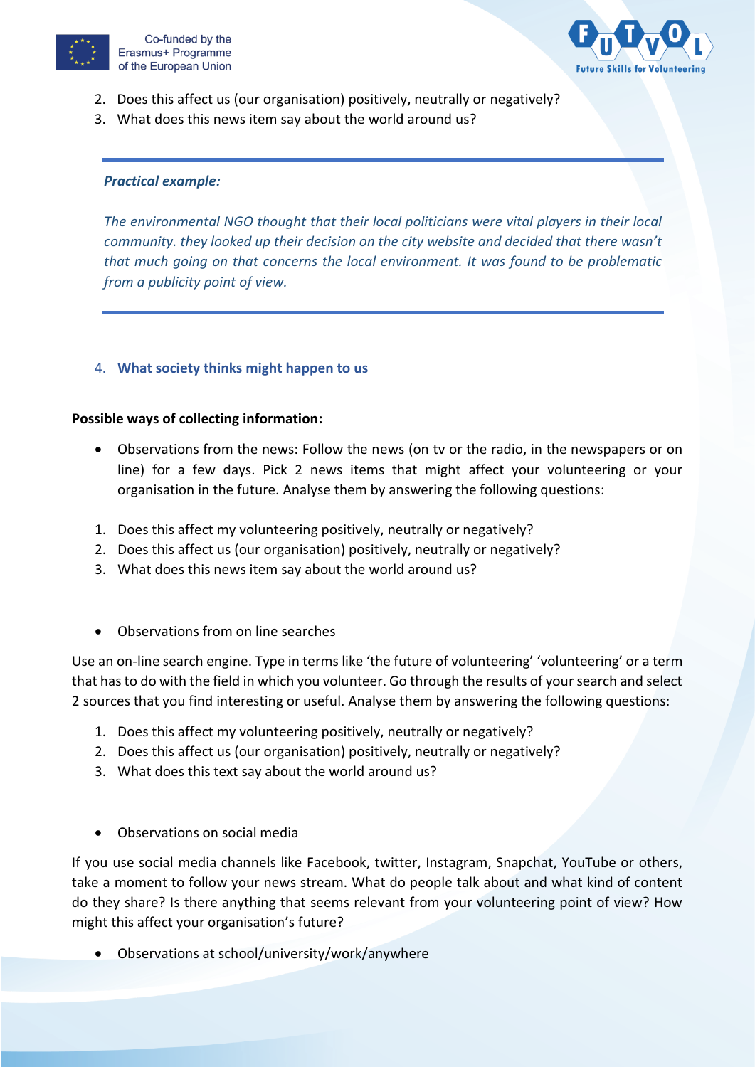2. Does this affect us (our organisation) positively, neutrally or negatively?
3. What does this news item say about the world around us?

---

***Practical example:***

*The environmental NGO thought that their local politicians were vital players in their local community. they looked up their decision on the city website and decided that there wasn't that much going on that concerns the local environment. It was found to be problematic from a publicity point of view.*

---

### 4. What society thinks might happen to us

**Possible ways of collecting information:**

- Observations from the news: Follow the news (on tv or the radio, in the newspapers or on line) for a few days. Pick 2 news items that might affect your volunteering or your organisation in the future. Analyse them by answering the following questions:

1. Does this affect my volunteering positively, neutrally or negatively?
2. Does this affect us (our organisation) positively, neutrally or negatively?
3. What does this news item say about the world around us?

- Observations from on line searches

Use an on-line search engine. Type in terms like 'the future of volunteering' 'volunteering' or a term that has to do with the field in which you volunteer. Go through the results of your search and select 2 sources that you find interesting or useful. Analyse them by answering the following questions:

1. Does this affect my volunteering positively, neutrally or negatively?
2. Does this affect us (our organisation) positively, neutrally or negatively?
3. What does this text say about the world around us?

- Observations on social media

If you use social media channels like Facebook, twitter, Instagram, Snapchat, YouTube or others, take a moment to follow your news stream. What do people talk about and what kind of content do they share? Is there anything that seems relevant from your volunteering point of view? How might this affect your organisation's future?

- Observations at school/university/work/anywhere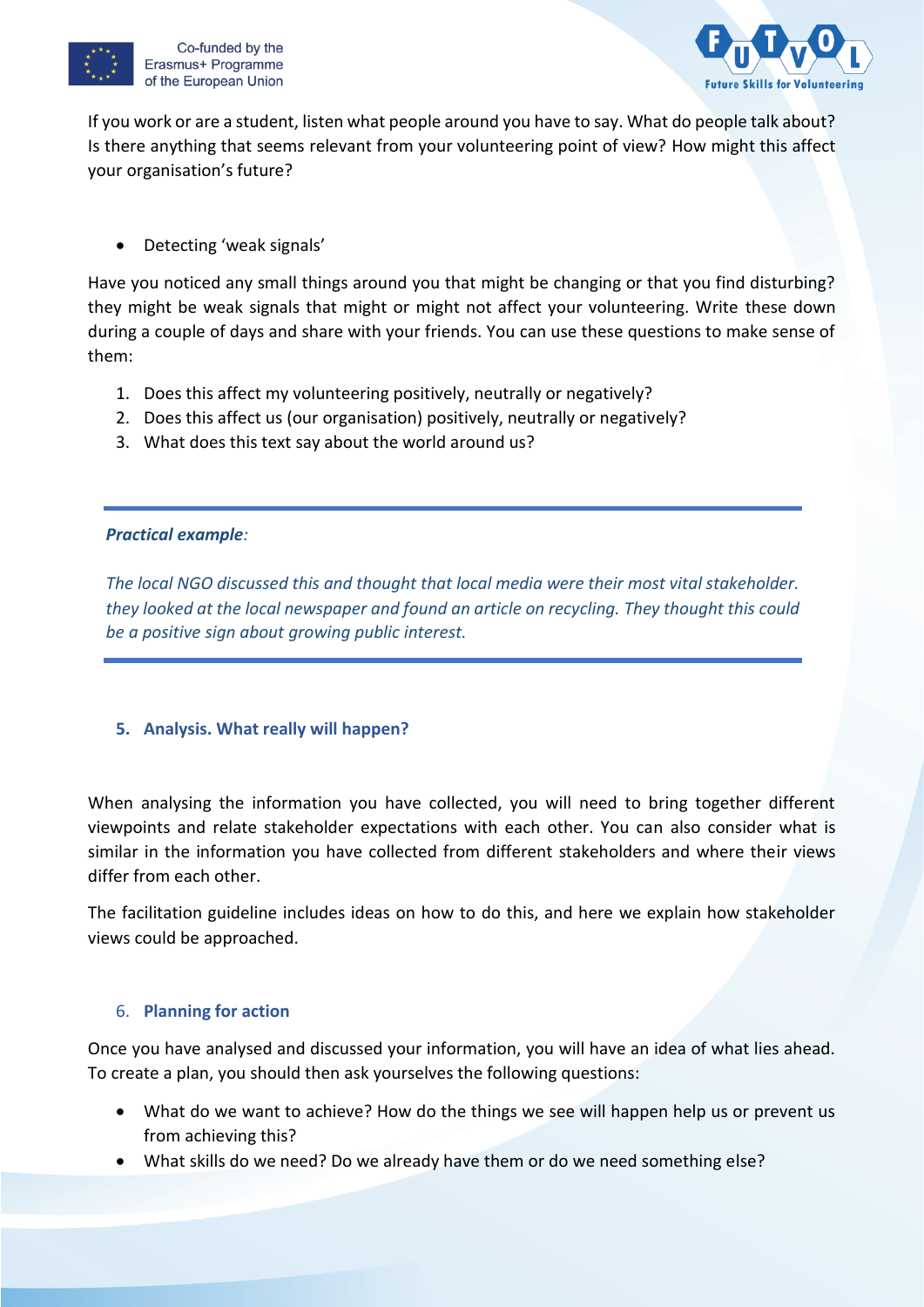If you work or are a student, listen what people around you have to say. What do people talk about? Is there anything that seems relevant from your volunteering point of view? How might this affect your organisation's future?

- Detecting 'weak signals'

Have you noticed any small things around you that might be changing or that you find disturbing? they might be weak signals that might or might not affect your volunteering. Write these down during a couple of days and share with your friends. You can use these questions to make sense of them:

1. Does this affect my volunteering positively, neutrally or negatively?
2. Does this affect us (our organisation) positively, neutrally or negatively?
3. What does this text say about the world around us?

---

***Practical example**:*

*The local NGO discussed this and thought that local media were their most vital stakeholder. they looked at the local newspaper and found an article on recycling. They thought this could be a positive sign about growing public interest.*

---

### 5. Analysis. What really will happen?

When analysing the information you have collected, you will need to bring together different viewpoints and relate stakeholder expectations with each other. You can also consider what is similar in the information you have collected from different stakeholders and where their views differ from each other.

The facilitation guideline includes ideas on how to do this, and here we explain how stakeholder views could be approached.

### 6. Planning for action

Once you have analysed and discussed your information, you will have an idea of what lies ahead. To create a plan, you should then ask yourselves the following questions:

- What do we want to achieve? How do the things we see will happen help us or prevent us from achieving this?
- What skills do we need? Do we already have them or do we need something else?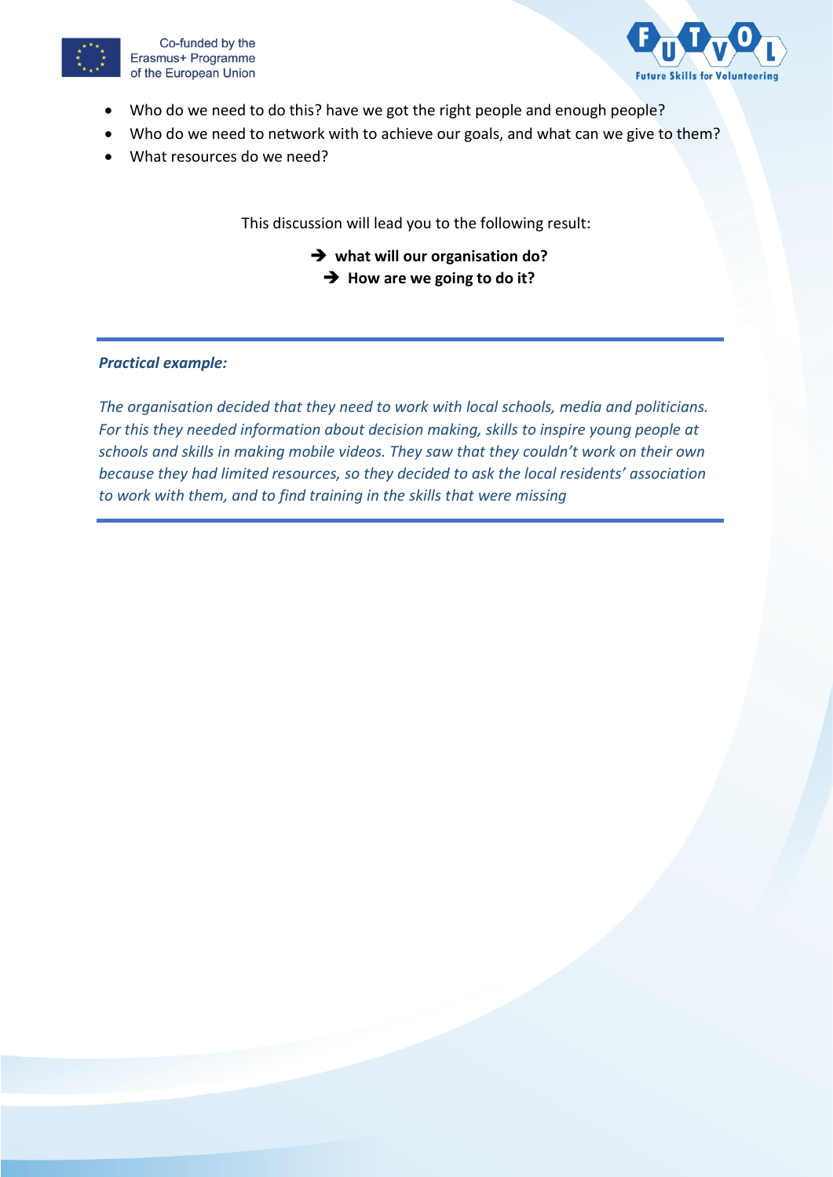- Who do we need to do this? have we got the right people and enough people?
- Who do we need to network with to achieve our goals, and what can we give to them?
- What resources do we need?

This discussion will lead you to the following result:

➔ **what will our organisation do?**

➔ **How are we going to do it?**

---

***Practical example:***

*The organisation decided that they need to work with local schools, media and politicians. For this they needed information about decision making, skills to inspire young people at schools and skills in making mobile videos. They saw that they couldn't work on their own because they had limited resources, so they decided to ask the local residents' association to work with them, and to find training in the skills that were missing*

---